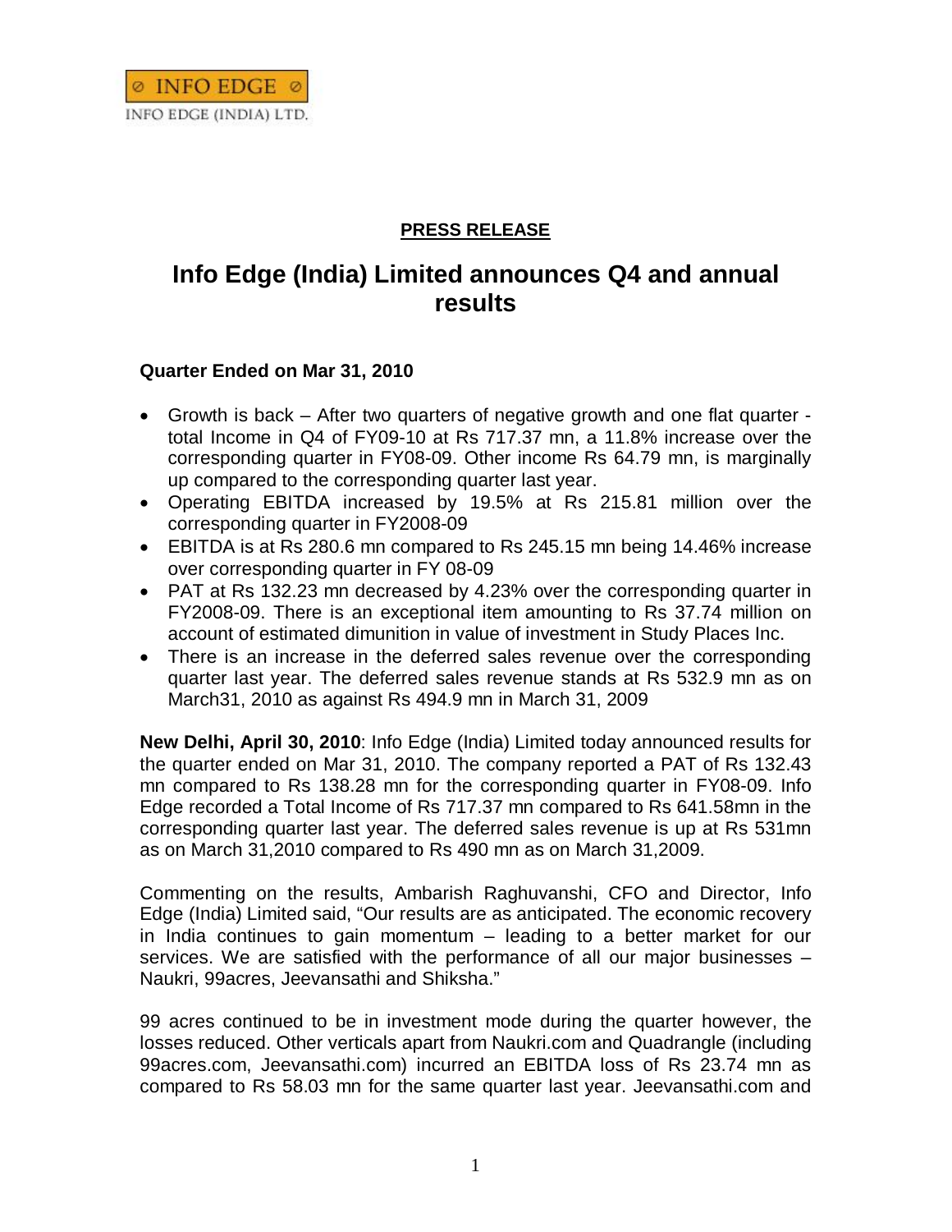INFO EDGE

INFO EDGE (INDIA) LTD.

**PRESS RELEASE**

# Info Edge (India) Limited announces Q4 and annual results

**Quarter Ended on Mar 31, 2010**

- Growth is back – After two quarters of negative growth and one flat quarter - total Income in Q4 of FY09-10 at Rs 717.37 mn, a 11.8% increase over the corresponding quarter in FY08-09. Other income Rs 64.79 mn, is marginally up compared to the corresponding quarter last year.
- Operating EBITDA increased by 19.5% at Rs 215.81 million over the corresponding quarter in FY2008-09
- EBITDA is at Rs 280.6 mn compared to Rs 245.15 mn being 14.46% increase over corresponding quarter in FY 08-09
- PAT at Rs 132.23 mn decreased by 4.23% over the corresponding quarter in FY2008-09. There is an exceptional item amounting to Rs 37.74 million on account of estimated dimunition in value of investment in Study Places Inc.
- There is an increase in the deferred sales revenue over the corresponding quarter last year. The deferred sales revenue stands at Rs 532.9 mn as on March31, 2010 as against Rs 494.9 mn in March 31, 2009

**New Delhi, April 30, 2010**: Info Edge (India) Limited today announced results for the quarter ended on Mar 31, 2010. The company reported a PAT of Rs 132.43 mn compared to Rs 138.28 mn for the corresponding quarter in FY08-09. Info Edge recorded a Total Income of Rs 717.37 mn compared to Rs 641.58mn in the corresponding quarter last year. The deferred sales revenue is up at Rs 531mn as on March 31,2010 compared to Rs 490 mn as on March 31,2009.

Commenting on the results, Ambarish Raghuvanshi, CFO and Director, Info Edge (India) Limited said, "Our results are as anticipated. The economic recovery in India continues to gain momentum – leading to a better market for our services. We are satisfied with the performance of all our major businesses – Naukri, 99acres, Jeevansathi and Shiksha."

99 acres continued to be in investment mode during the quarter however, the losses reduced. Other verticals apart from Naukri.com and Quadrangle (including 99acres.com, Jeevansathi.com) incurred an EBITDA loss of Rs 23.74 mn as compared to Rs 58.03 mn for the same quarter last year. Jeevansathi.com and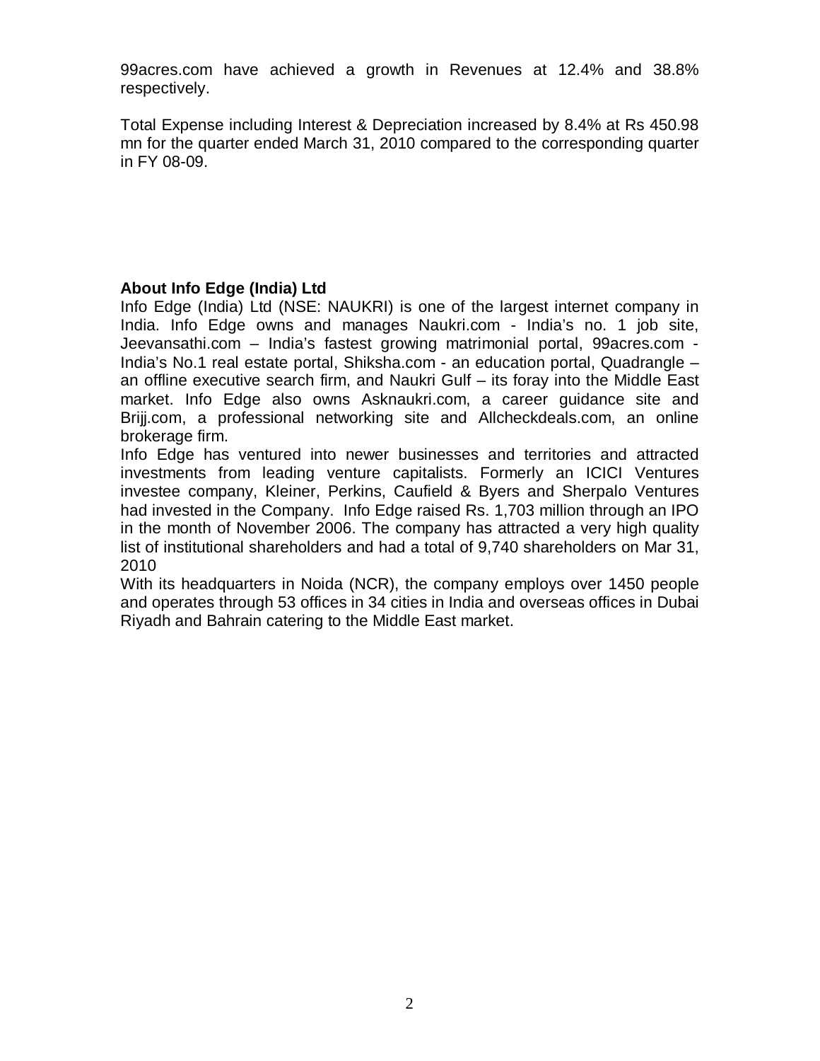99acres.com have achieved a growth in Revenues at 12.4% and 38.8% respectively.

Total Expense including Interest & Depreciation increased by 8.4% at Rs 450.98 mn for the quarter ended March 31, 2010 compared to the corresponding quarter in FY 08-09.

**About Info Edge (India) Ltd**

Info Edge (India) Ltd (NSE: NAUKRI) is one of the largest internet company in India. Info Edge owns and manages Naukri.com - India's no. 1 job site, Jeevansathi.com – India's fastest growing matrimonial portal, 99acres.com - India's No.1 real estate portal, Shiksha.com - an education portal, Quadrangle – an offline executive search firm, and Naukri Gulf – its foray into the Middle East market. Info Edge also owns Asknaukri.com, a career guidance site and Brijj.com, a professional networking site and Allcheckdeals.com, an online brokerage firm.

Info Edge has ventured into newer businesses and territories and attracted investments from leading venture capitalists. Formerly an ICICI Ventures investee company, Kleiner, Perkins, Caufield & Byers and Sherpalo Ventures had invested in the Company. Info Edge raised Rs. 1,703 million through an IPO in the month of November 2006. The company has attracted a very high quality list of institutional shareholders and had a total of 9,740 shareholders on Mar 31, 2010

With its headquarters in Noida (NCR), the company employs over 1450 people and operates through 53 offices in 34 cities in India and overseas offices in Dubai Riyadh and Bahrain catering to the Middle East market.